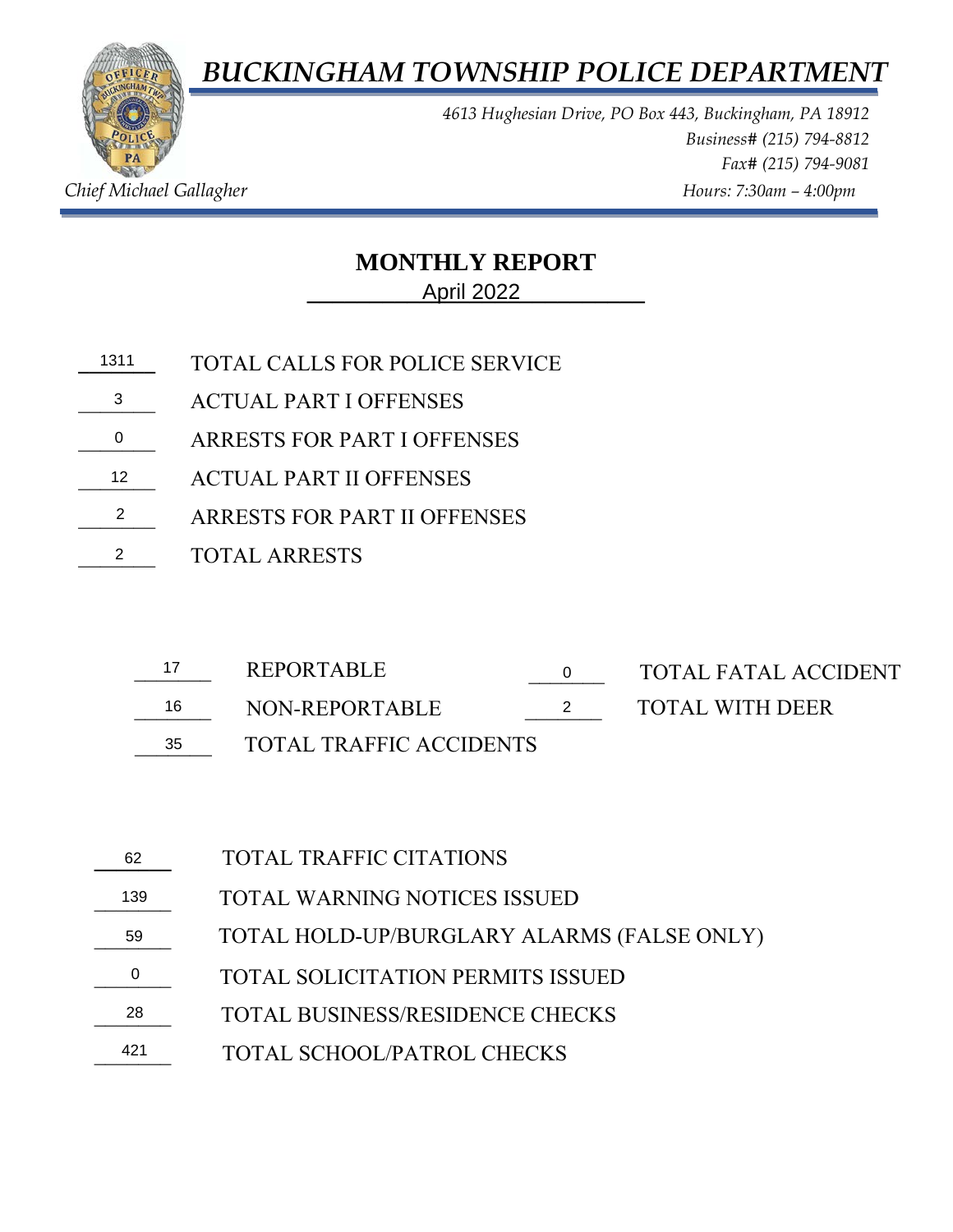# *BUCKINGHAM TOWNSHIP POLICE DEPARTMENT*

*4613 Hughesian Drive, PO Box 443, Buckingham, PA 18912*
*Business# (215) 794-8812*
*Fax# (215) 794-9081*

*Chief Michael Gallagher*

*Hours: 7:30am – 4:00pm*

## MONTHLY REPORT

April 2022

| Count | Item |
|---|---|
| 1311 | TOTAL CALLS FOR POLICE SERVICE |
| 3 | ACTUAL PART I OFFENSES |
| 0 | ARRESTS FOR PART I OFFENSES |
| 12 | ACTUAL PART II OFFENSES |
| 2 | ARRESTS FOR PART II OFFENSES |
| 2 | TOTAL ARRESTS |

| Count | Item | Count | Item |
|---|---|---|---|
| 17 | REPORTABLE | 0 | TOTAL FATAL ACCIDENT |
| 16 | NON-REPORTABLE | 2 | TOTAL WITH DEER |
| 35 | TOTAL TRAFFIC ACCIDENTS | | |

| Count | Item |
|---|---|
| 62 | TOTAL TRAFFIC CITATIONS |
| 139 | TOTAL WARNING NOTICES ISSUED |
| 59 | TOTAL HOLD-UP/BURGLARY ALARMS (FALSE ONLY) |
| 0 | TOTAL SOLICITATION PERMITS ISSUED |
| 28 | TOTAL BUSINESS/RESIDENCE CHECKS |
| 421 | TOTAL SCHOOL/PATROL CHECKS |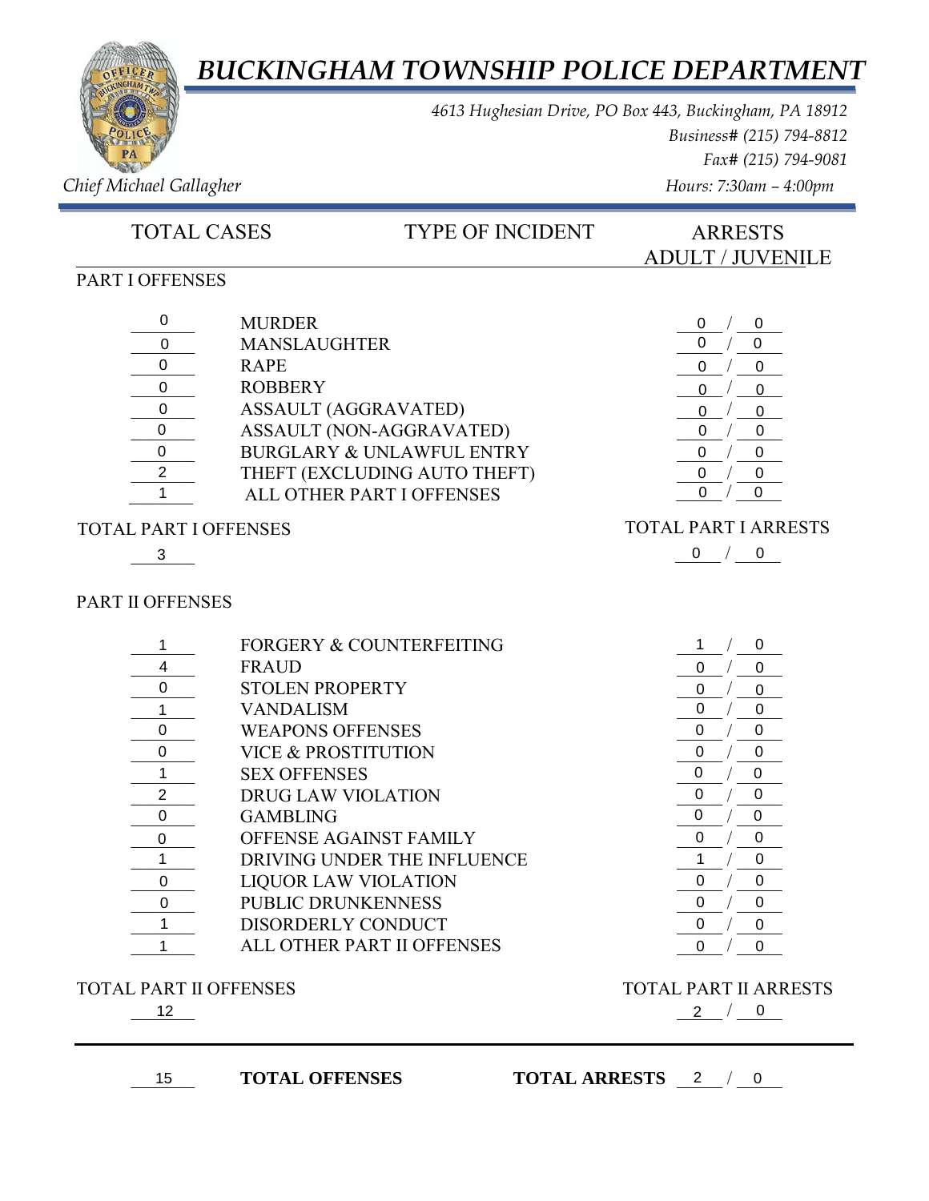# *BUCKINGHAM TOWNSHIP POLICE DEPARTMENT*

*4613 Hughesian Drive, PO Box 443, Buckingham, PA 18912*
*Business# (215) 794-8812*
*Fax# (215) 794-9081*
*Hours: 7:30am – 4:00pm*

*Chief Michael Gallagher*

| TOTAL CASES | TYPE OF INCIDENT | ARRESTS ADULT / JUVENILE |
|---|---|---|
| **PART I OFFENSES** | | |
| 0 | MURDER | 0 / 0 |
| 0 | MANSLAUGHTER | 0 / 0 |
| 0 | RAPE | 0 / 0 |
| 0 | ROBBERY | 0 / 0 |
| 0 | ASSAULT (AGGRAVATED) | 0 / 0 |
| 0 | ASSAULT (NON-AGGRAVATED) | 0 / 0 |
| 0 | BURGLARY & UNLAWFUL ENTRY | 0 / 0 |
| 2 | THEFT (EXCLUDING AUTO THEFT) | 0 / 0 |
| 1 | ALL OTHER PART I OFFENSES | 0 / 0 |
| TOTAL PART I OFFENSES: 3 | | TOTAL PART I ARRESTS: 0 / 0 |
| **PART II OFFENSES** | | |
| 1 | FORGERY & COUNTERFEITING | 1 / 0 |
| 4 | FRAUD | 0 / 0 |
| 0 | STOLEN PROPERTY | 0 / 0 |
| 1 | VANDALISM | 0 / 0 |
| 0 | WEAPONS OFFENSES | 0 / 0 |
| 0 | VICE & PROSTITUTION | 0 / 0 |
| 1 | SEX OFFENSES | 0 / 0 |
| 2 | DRUG LAW VIOLATION | 0 / 0 |
| 0 | GAMBLING | 0 / 0 |
| 0 | OFFENSE AGAINST FAMILY | 0 / 0 |
| 1 | DRIVING UNDER THE INFLUENCE | 1 / 0 |
| 0 | LIQUOR LAW VIOLATION | 0 / 0 |
| 0 | PUBLIC DRUNKENNESS | 0 / 0 |
| 1 | DISORDERLY CONDUCT | 0 / 0 |
| 1 | ALL OTHER PART II OFFENSES | 0 / 0 |
| TOTAL PART II OFFENSES: 12 | | TOTAL PART II ARRESTS: 2 / 0 |
| 15 | **TOTAL OFFENSES** | **TOTAL ARRESTS** 2 / 0 |